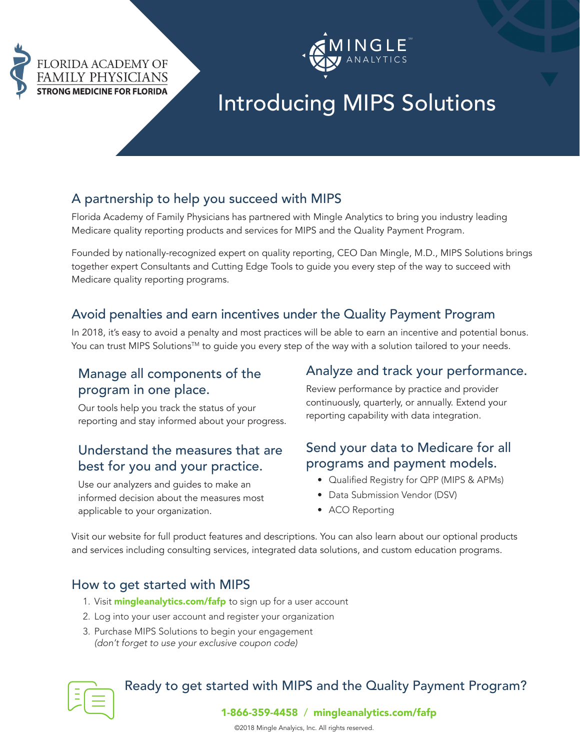FLORIDA ACADEMY OF FAMILY PHYSICIANS
**STRONG MEDICINE FOR FLORIDA**

MINGLE ANALYTICS

# Introducing MIPS Solutions

## A partnership to help you succeed with MIPS

Florida Academy of Family Physicians has partnered with Mingle Analytics to bring you industry leading Medicare quality reporting products and services for MIPS and the Quality Payment Program.

Founded by nationally-recognized expert on quality reporting, CEO Dan Mingle, M.D., MIPS Solutions brings together expert Consultants and Cutting Edge Tools to guide you every step of the way to succeed with Medicare quality reporting programs.

## Avoid penalties and earn incentives under the Quality Payment Program

In 2018, it's easy to avoid a penalty and most practices will be able to earn an incentive and potential bonus. You can trust MIPS Solutions™ to guide you every step of the way with a solution tailored to your needs.

### Manage all components of the program in one place.

Our tools help you track the status of your reporting and stay informed about your progress.

### Understand the measures that are best for you and your practice.

Use our analyzers and guides to make an informed decision about the measures most applicable to your organization.

### Analyze and track your performance.

Review performance by practice and provider continuously, quarterly, or annually. Extend your reporting capability with data integration.

### Send your data to Medicare for all programs and payment models.

- Qualified Registry for QPP (MIPS & APMs)
- Data Submission Vendor (DSV)
- ACO Reporting

Visit our website for full product features and descriptions. You can also learn about our optional products and services including consulting services, integrated data solutions, and custom education programs.

## How to get started with MIPS

1. Visit **mingleanalytics.com/fafp** to sign up for a user account
2. Log into your user account and register your organization
3. Purchase MIPS Solutions to begin your engagement
   *(don't forget to use your exclusive coupon code)*

## Ready to get started with MIPS and the Quality Payment Program?

**1-866-359-4458 / mingleanalytics.com/fafp**

©2018 Mingle Analytics, Inc. All rights reserved.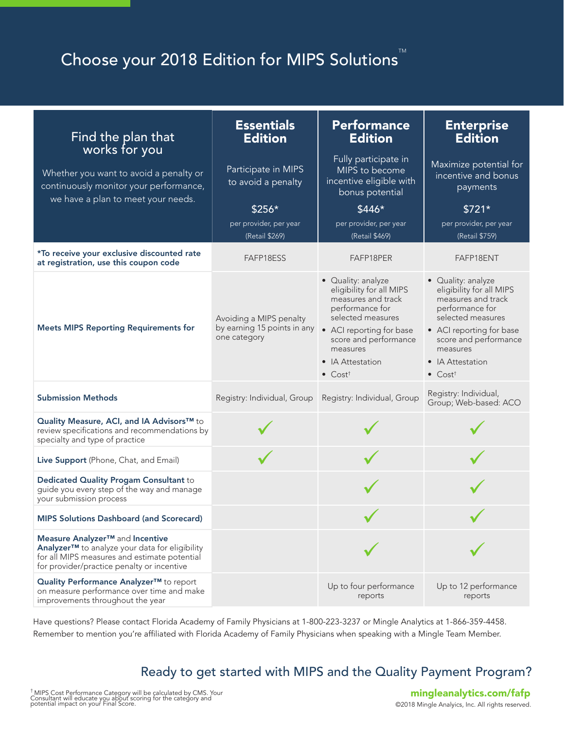# Choose your 2018 Edition for MIPS Solutions™

| Find the plan that works for you<br><br>Whether you want to avoid a penalty or continuously monitor your performance, we have a plan to meet your needs. | **Essentials Edition**<br><br>Participate in MIPS to avoid a penalty<br><br>$256*<br>per provider, per year<br>(Retail $269) | **Performance Edition**<br><br>Fully participate in MIPS to become incentive eligible with bonus potential<br><br>$446*<br>per provider, per year<br>(Retail $469) | **Enterprise Edition**<br><br>Maximize potential for incentive and bonus payments<br><br>$721*<br>per provider, per year<br>(Retail $759) |
|---|---|---|---|
| **\*To receive your exclusive discounted rate at registration, use this coupon code** | FAFP18ESS | FAFP18PER | FAFP18ENT |
| **Meets MIPS Reporting Requirements for** | Avoiding a MIPS penalty by earning 15 points in any one category | • Quality: analyze eligibility for all MIPS measures and track performance for selected measures<br>• ACI reporting for base score and performance measures<br>• IA Attestation<br>• Cost† | • Quality: analyze eligibility for all MIPS measures and track performance for selected measures<br>• ACI reporting for base score and performance measures<br>• IA Attestation<br>• Cost† |
| **Submission Methods** | Registry: Individual, Group | Registry: Individual, Group | Registry: Individual, Group; Web-based: ACO |
| **Quality Measure, ACI, and IA Advisors™** to review specifications and recommendations by specialty and type of practice | ✓ | ✓ | ✓ |
| **Live Support** (Phone, Chat, and Email) | ✓ | ✓ | ✓ |
| **Dedicated Quality Progam Consultant** to guide you every step of the way and manage your submission process | | ✓ | ✓ |
| **MIPS Solutions Dashboard (and Scorecard)** | | ✓ | ✓ |
| **Measure Analyzer™** and **Incentive Analyzer™** to analyze your data for eligibility for all MIPS measures and estimate potential for provider/practice penalty or incentive | | ✓ | ✓ |
| **Quality Performance Analyzer™** to report on measure performance over time and make improvements throughout the year | | Up to four performance reports | Up to 12 performance reports |

Have questions? Please contact Florida Academy of Family Physicians at 1-800-223-3237 or Mingle Analytics at 1-866-359-4458. Remember to mention you're affiliated with Florida Academy of Family Physicians when speaking with a Mingle Team Member.

## Ready to get started with MIPS and the Quality Payment Program?

**mingleanalytics.com/fafp**

† MIPS Cost Performance Category will be calculated by CMS. Your Consultant will educate you about scoring for the category and potential impact on your Final Score.

©2018 Mingle Analyics, Inc. All rights reserved.